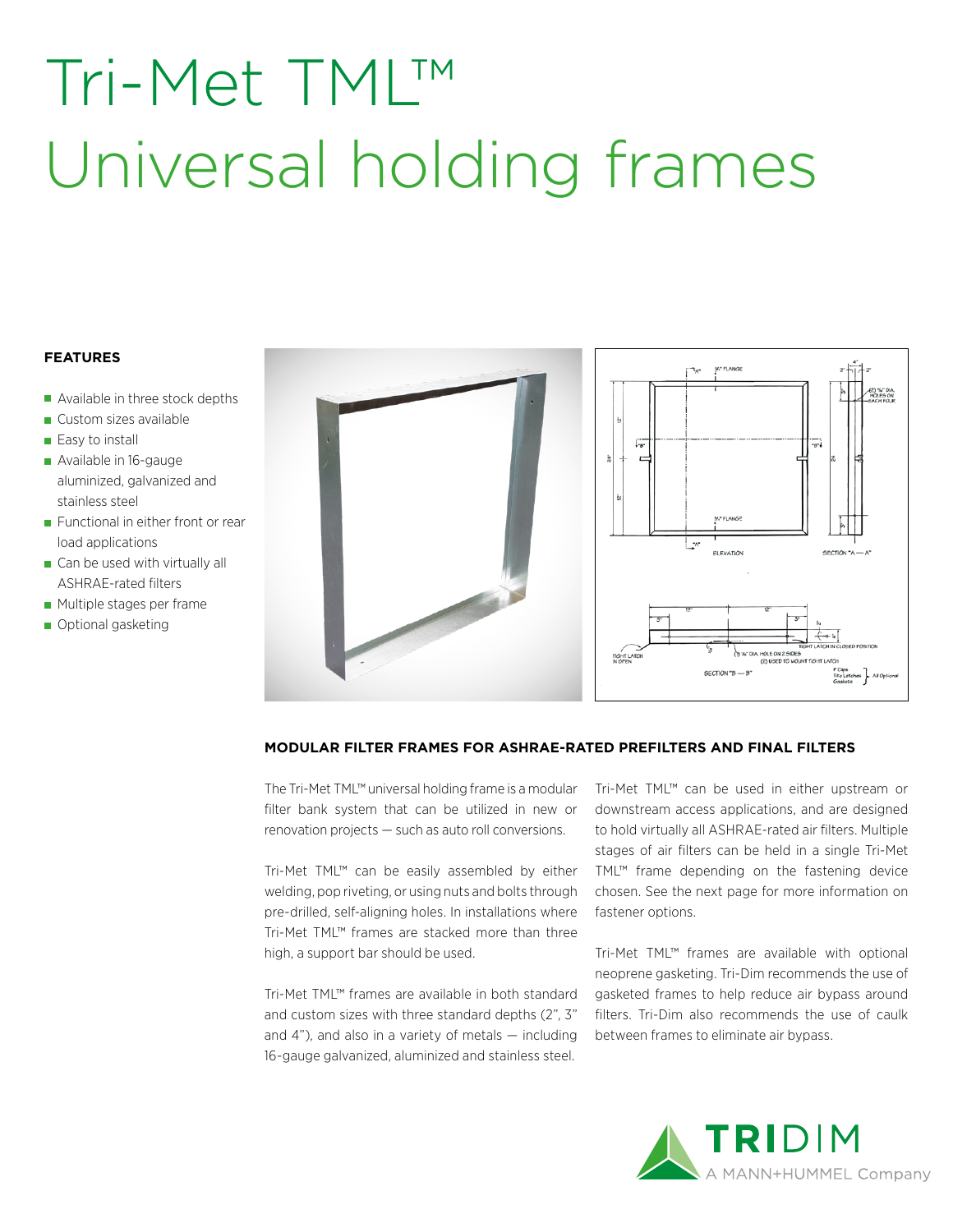# Tri-Met TML™ Universal holding frames

**FEATURES**

- Available in three stock depths
- Custom sizes available
- Easy to install
- Available in 16-gauge aluminized, galvanized and stainless steel
- Functional in either front or rear load applications
- Can be used with virtually all ASHRAE-rated filters
- Multiple stages per frame
- Optional gasketing

## MODULAR FILTER FRAMES FOR ASHRAE-RATED PREFILTERS AND FINAL FILTERS

The Tri-Met TML™ universal holding frame is a modular filter bank system that can be utilized in new or renovation projects — such as auto roll conversions.

Tri-Met TML™ can be easily assembled by either welding, pop riveting, or using nuts and bolts through pre-drilled, self-aligning holes. In installations where Tri-Met TML™ frames are stacked more than three high, a support bar should be used.

Tri-Met TML™ frames are available in both standard and custom sizes with three standard depths (2", 3" and 4"), and also in a variety of metals — including 16-gauge galvanized, aluminized and stainless steel.

Tri-Met TML™ can be used in either upstream or downstream access applications, and are designed to hold virtually all ASHRAE-rated air filters. Multiple stages of air filters can be held in a single Tri-Met TML™ frame depending on the fastening device chosen. See the next page for more information on fastener options.

Tri-Met TML™ frames are available with optional neoprene gasketing. Tri-Dim recommends the use of gasketed frames to help reduce air bypass around filters. Tri-Dim also recommends the use of caulk between frames to eliminate air bypass.

TRIDIM
A MANN+HUMMEL Company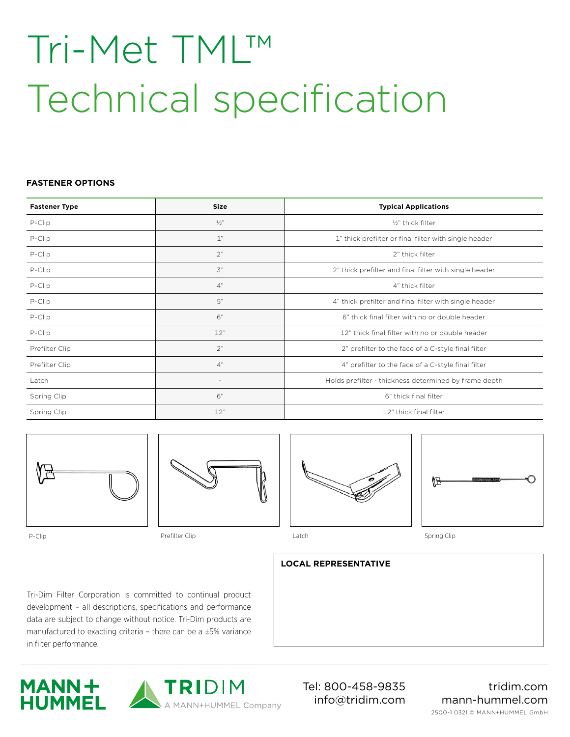# Tri-Met TML™ Technical specification

**FASTENER OPTIONS**

| Fastener Type | Size | Typical Applications |
| --- | --- | --- |
| P-Clip | ½" | ½" thick filter |
| P-Clip | 1" | 1" thick prefilter or final filter with single header |
| P-Clip | 2" | 2" thick filter |
| P-Clip | 3" | 2" thick prefilter and final filter with single header |
| P-Clip | 4" | 4" thick filter |
| P-Clip | 5" | 4" thick prefilter and final filter with single header |
| P-Clip | 6" | 6" thick final filter with no or double header |
| P-Clip | 12" | 12" thick final filter with no or double header |
| Prefilter Clip | 2" | 2" prefilter to the face of a C-style final filter |
| Prefilter Clip | 4" | 4" prefilter to the face of a C-style final filter |
| Latch | - | Holds prefilter - thickness determined by frame depth |
| Spring Clip | 6" | 6" thick final filter |
| Spring Clip | 12" | 12" thick final filter |

P-Clip

Prefilter Clip

Latch

Spring Clip

Tri-Dim Filter Corporation is committed to continual product development – all descriptions, specifications and performance data are subject to change without notice. Tri-Dim products are manufactured to exacting criteria – there can be a ±5% variance in filter performance.

**LOCAL REPRESENTATIVE**

MANN+HUMMEL

TRIDIM A MANN+HUMMEL Company

Tel: 800-458-9835
info@tridim.com

tridim.com
mann-hummel.com

2500-1 0321 © MANN+HUMMEL GmbH